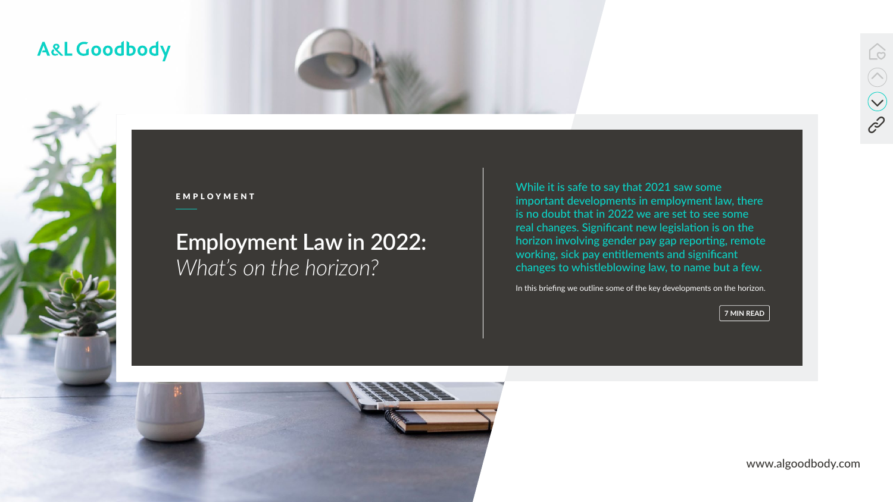A&L Goodbody

EMPLOYMENT

# Employment Law in 2022: *What's on the horizon?*

While it is safe to say that 2021 saw some important developments in employment law, there is no doubt that in 2022 we are set to see some real changes. Significant new legislation is on the horizon involving gender pay gap reporting, remote working, sick pay entitlements and significant changes to whistleblowing law, to name but a few.

In this briefing we outline some of the key developments on the horizon.

7 MIN READ

www.algoodbody.com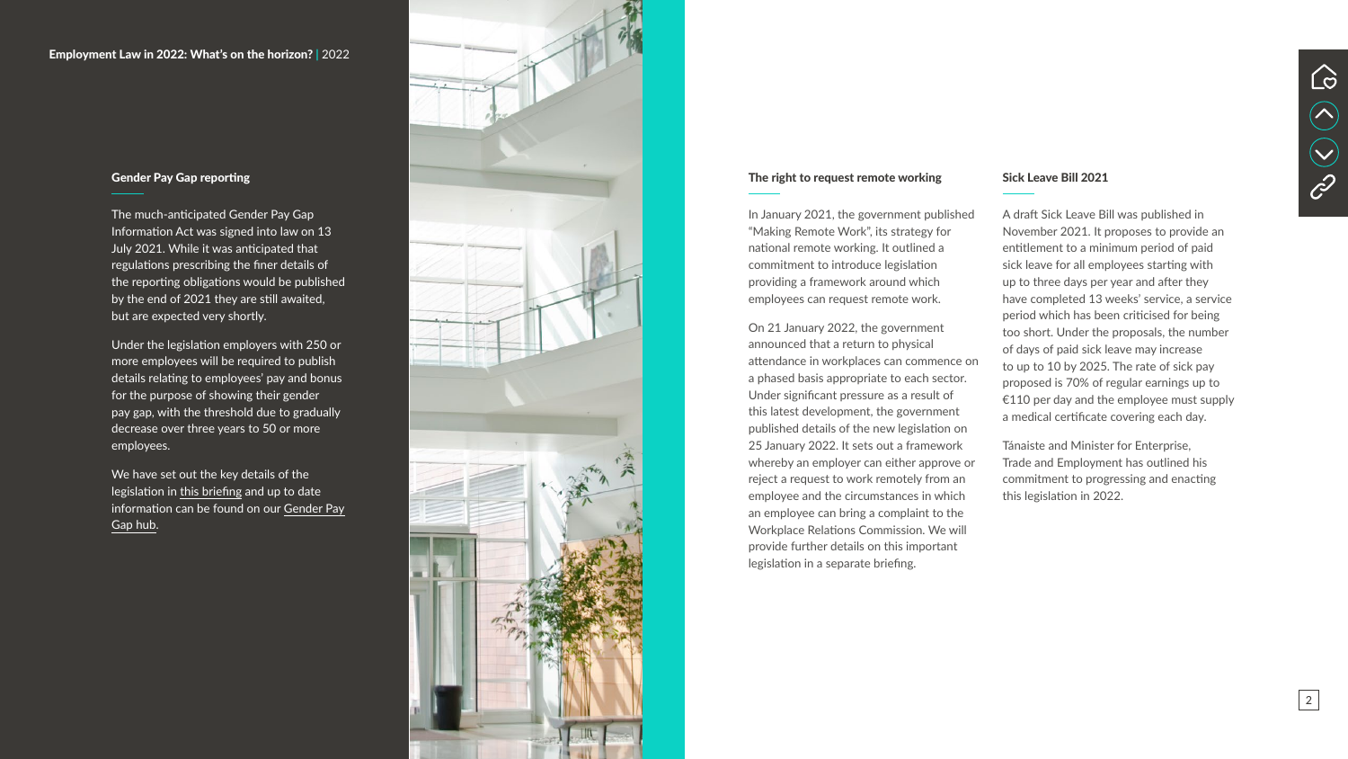## Gender Pay Gap reporting

The much-anticipated Gender Pay Gap Information Act was signed into law on 13 July 2021. While it was anticipated that regulations prescribing the finer details of the reporting obligations would be published by the end of 2021 they are still awaited, but are expected very shortly.

Under the legislation employers with 250 or more employees will be required to publish details relating to employees' pay and bonus for the purpose of showing their gender pay gap, with the threshold due to gradually decrease over three years to 50 or more employees.

We have set out the key details of the legislation in this briefing and up to date information can be found on our Gender Pay Gap hub.

## The right to request remote working

In January 2021, the government published "Making Remote Work", its strategy for national remote working. It outlined a commitment to introduce legislation providing a framework around which employees can request remote work.

On 21 January 2022, the government announced that a return to physical attendance in workplaces can commence on a phased basis appropriate to each sector. Under significant pressure as a result of this latest development, the government published details of the new legislation on 25 January 2022. It sets out a framework whereby an employer can either approve or reject a request to work remotely from an employee and the circumstances in which an employee can bring a complaint to the Workplace Relations Commission. We will provide further details on this important legislation in a separate briefing.

## Sick Leave Bill 2021

A draft Sick Leave Bill was published in November 2021. It proposes to provide an entitlement to a minimum period of paid sick leave for all employees starting with up to three days per year and after they have completed 13 weeks' service, a service period which has been criticised for being too short. Under the proposals, the number of days of paid sick leave may increase to up to 10 by 2025. The rate of sick pay proposed is 70% of regular earnings up to €110 per day and the employee must supply a medical certificate covering each day.

Tánaiste and Minister for Enterprise, Trade and Employment has outlined his commitment to progressing and enacting this legislation in 2022.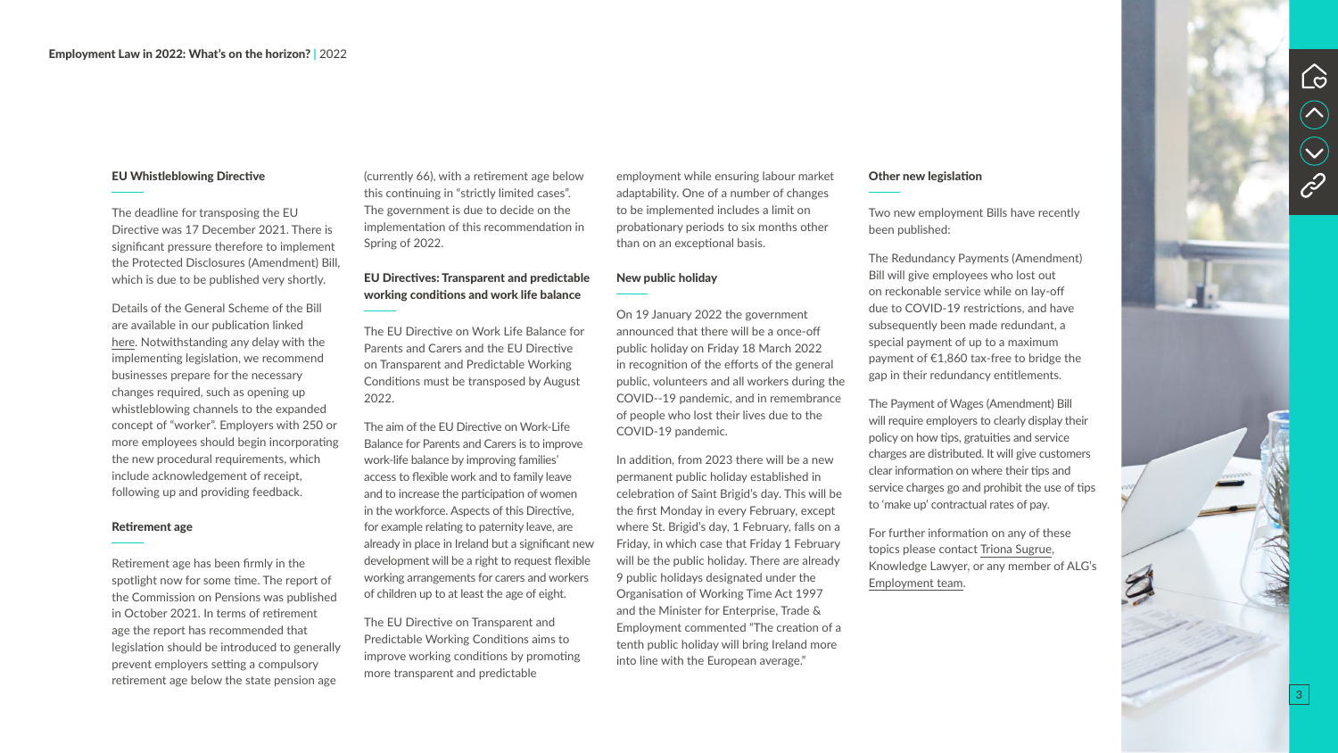## EU Whistleblowing Directive

The deadline for transposing the EU Directive was 17 December 2021. There is significant pressure therefore to implement the Protected Disclosures (Amendment) Bill, which is due to be published very shortly.

Details of the General Scheme of the Bill are available in our publication linked here. Notwithstanding any delay with the implementing legislation, we recommend businesses prepare for the necessary changes required, such as opening up whistleblowing channels to the expanded concept of "worker". Employers with 250 or more employees should begin incorporating the new procedural requirements, which include acknowledgement of receipt, following up and providing feedback.

## Retirement age

Retirement age has been firmly in the spotlight now for some time. The report of the Commission on Pensions was published in October 2021. In terms of retirement age the report has recommended that legislation should be introduced to generally prevent employers setting a compulsory retirement age below the state pension age (currently 66), with a retirement age below this continuing in "strictly limited cases". The government is due to decide on the implementation of this recommendation in Spring of 2022.

## EU Directives: Transparent and predictable working conditions and work life balance

The EU Directive on Work Life Balance for Parents and Carers and the EU Directive on Transparent and Predictable Working Conditions must be transposed by August 2022.

The aim of the EU Directive on Work-Life Balance for Parents and Carers is to improve work-life balance by improving families' access to flexible work and to family leave and to increase the participation of women in the workforce. Aspects of this Directive, for example relating to paternity leave, are already in place in Ireland but a significant new development will be a right to request flexible working arrangements for carers and workers of children up to at least the age of eight.

The EU Directive on Transparent and Predictable Working Conditions aims to improve working conditions by promoting more transparent and predictable employment while ensuring labour market adaptability. One of a number of changes to be implemented includes a limit on probationary periods to six months other than on an exceptional basis.

## New public holiday

On 19 January 2022 the government announced that there will be a once-off public holiday on Friday 18 March 2022 in recognition of the efforts of the general public, volunteers and all workers during the COVID--19 pandemic, and in remembrance of people who lost their lives due to the COVID-19 pandemic.

In addition, from 2023 there will be a new permanent public holiday established in celebration of Saint Brigid's day. This will be the first Monday in every February, except where St. Brigid's day, 1 February, falls on a Friday, in which case that Friday 1 February will be the public holiday. There are already 9 public holidays designated under the Organisation of Working Time Act 1997 and the Minister for Enterprise, Trade & Employment commented "The creation of a tenth public holiday will bring Ireland more into line with the European average."

## Other new legislation

Two new employment Bills have recently been published:

The Redundancy Payments (Amendment) Bill will give employees who lost out on reckonable service while on lay-off due to COVID-19 restrictions, and have subsequently been made redundant, a special payment of up to a maximum payment of €1,860 tax-free to bridge the gap in their redundancy entitlements.

The Payment of Wages (Amendment) Bill will require employers to clearly display their policy on how tips, gratuities and service charges are distributed. It will give customers clear information on where their tips and service charges go and prohibit the use of tips to 'make up' contractual rates of pay.

For further information on any of these topics please contact Triona Sugrue, Knowledge Lawyer, or any member of ALG's Employment team.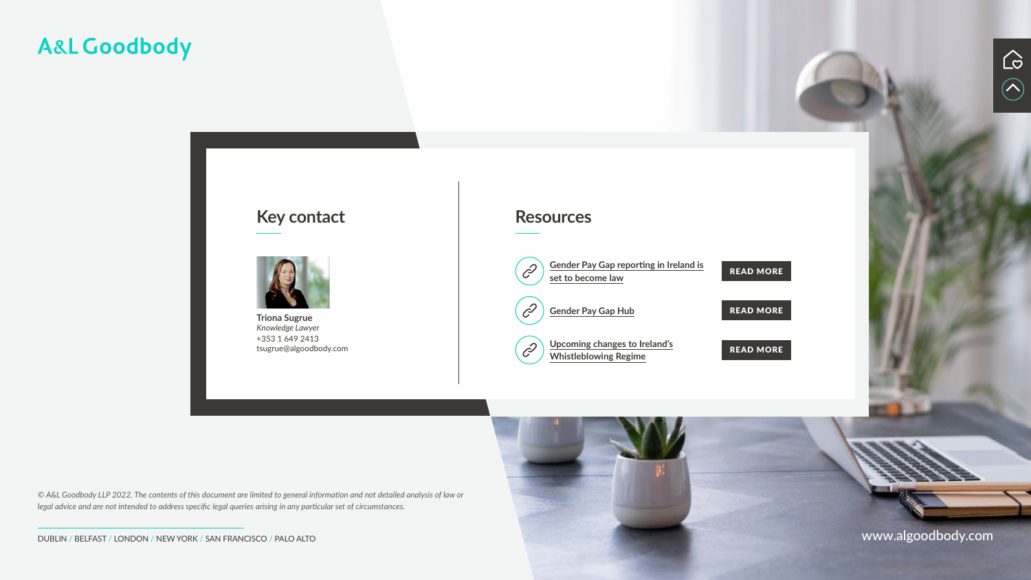A&L Goodbody

## Key contact

**Triona Sugrue**
*Knowledge Lawyer*
+353 1 649 2413
tsugrue@algoodbody.com

## Resources

- Gender Pay Gap reporting in Ireland is set to become law — READ MORE
- Gender Pay Gap Hub — READ MORE
- Upcoming changes to Ireland's Whistleblowing Regime — READ MORE

*© A&L Goodbody LLP 2022. The contents of this document are limited to general information and not detailed analysis of law or legal advice and are not intended to address specific legal queries arising in any particular set of circumstances.*

DUBLIN / BELFAST / LONDON / NEW YORK / SAN FRANCISCO / PALO ALTO

www.algoodbody.com